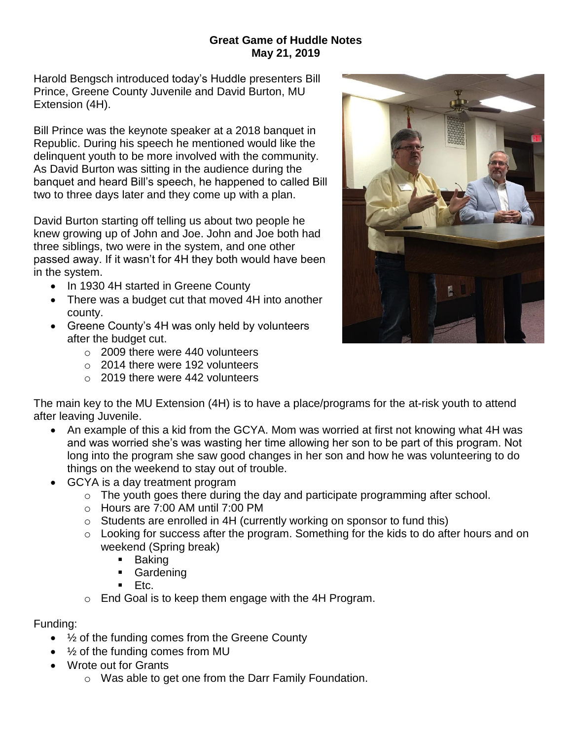**Great Game of Huddle Notes**
**May 21, 2019**

Harold Bengsch introduced today's Huddle presenters Bill Prince, Greene County Juvenile and David Burton, MU Extension (4H).

Bill Prince was the keynote speaker at a 2018 banquet in Republic. During his speech he mentioned would like the delinquent youth to be more involved with the community. As David Burton was sitting in the audience during the banquet and heard Bill's speech, he happened to called Bill two to three days later and they come up with a plan.

David Burton starting off telling us about two people he knew growing up of John and Joe. John and Joe both had three siblings, two were in the system, and one other passed away. If it wasn't for 4H they both would have been in the system.

- In 1930 4H started in Greene County
- There was a budget cut that moved 4H into another county.
- Greene County's 4H was only held by volunteers after the budget cut.
  - 2009 there were 440 volunteers
  - 2014 there were 192 volunteers
  - 2019 there were 442 volunteers

The main key to the MU Extension (4H) is to have a place/programs for the at-risk youth to attend after leaving Juvenile.

- An example of this a kid from the GCYA. Mom was worried at first not knowing what 4H was and was worried she's was wasting her time allowing her son to be part of this program. Not long into the program she saw good changes in her son and how he was volunteering to do things on the weekend to stay out of trouble.
- GCYA is a day treatment program
  - The youth goes there during the day and participate programming after school.
  - Hours are 7:00 AM until 7:00 PM
  - Students are enrolled in 4H (currently working on sponsor to fund this)
  - Looking for success after the program. Something for the kids to do after hours and on weekend (Spring break)
    - Baking
    - Gardening
    - Etc.
  - End Goal is to keep them engage with the 4H Program.

Funding:

- ½ of the funding comes from the Greene County
- ½ of the funding comes from MU
- Wrote out for Grants
  - Was able to get one from the Darr Family Foundation.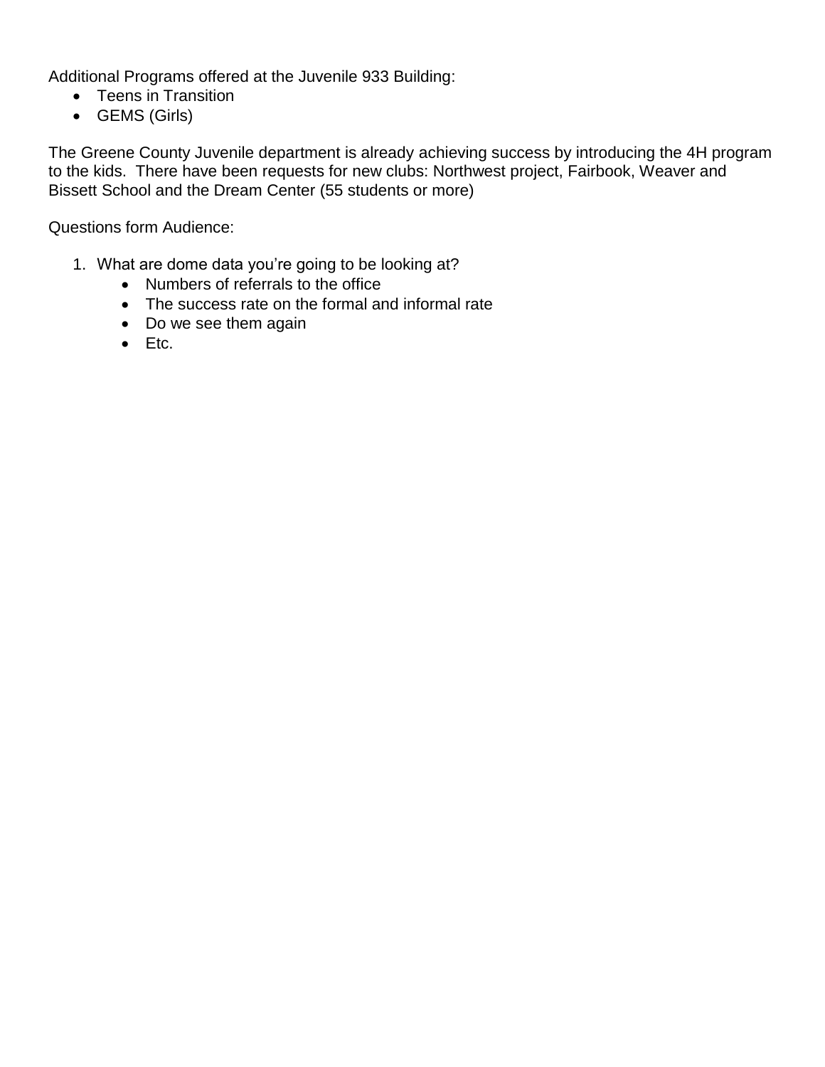Additional Programs offered at the Juvenile 933 Building:

- Teens in Transition
- GEMS (Girls)

The Greene County Juvenile department is already achieving success by introducing the 4H program to the kids. There have been requests for new clubs: Northwest project, Fairbook, Weaver and Bissett School and the Dream Center (55 students or more)

Questions form Audience:

1. What are dome data you're going to be looking at?
   - Numbers of referrals to the office
   - The success rate on the formal and informal rate
   - Do we see them again
   - Etc.